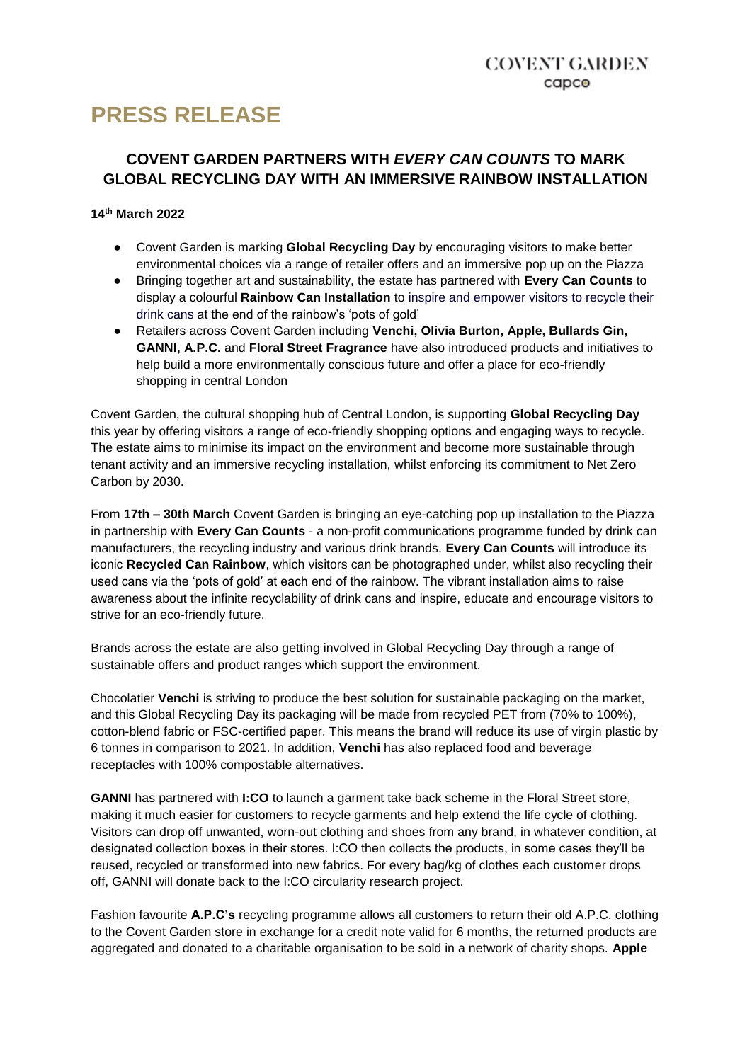COVENT GARDEN
capco

# PRESS RELEASE

## COVENT GARDEN PARTNERS WITH *EVERY CAN COUNTS* TO MARK GLOBAL RECYCLING DAY WITH AN IMMERSIVE RAINBOW INSTALLATION

**14th March 2022**

- Covent Garden is marking **Global Recycling Day** by encouraging visitors to make better environmental choices via a range of retailer offers and an immersive pop up on the Piazza
- Bringing together art and sustainability, the estate has partnered with **Every Can Counts** to display a colourful **Rainbow Can Installation** to inspire and empower visitors to recycle their drink cans at the end of the rainbow's 'pots of gold'
- Retailers across Covent Garden including **Venchi, Olivia Burton, Apple, Bullards Gin, GANNI, A.P.C.** and **Floral Street Fragrance** have also introduced products and initiatives to help build a more environmentally conscious future and offer a place for eco-friendly shopping in central London

Covent Garden, the cultural shopping hub of Central London, is supporting **Global Recycling Day** this year by offering visitors a range of eco-friendly shopping options and engaging ways to recycle. The estate aims to minimise its impact on the environment and become more sustainable through tenant activity and an immersive recycling installation, whilst enforcing its commitment to Net Zero Carbon by 2030.

From **17th – 30th March** Covent Garden is bringing an eye-catching pop up installation to the Piazza in partnership with **Every Can Counts** - a non-profit communications programme funded by drink can manufacturers, the recycling industry and various drink brands. **Every Can Counts** will introduce its iconic **Recycled Can Rainbow**, which visitors can be photographed under, whilst also recycling their used cans via the 'pots of gold' at each end of the rainbow. The vibrant installation aims to raise awareness about the infinite recyclability of drink cans and inspire, educate and encourage visitors to strive for an eco-friendly future.

Brands across the estate are also getting involved in Global Recycling Day through a range of sustainable offers and product ranges which support the environment.

Chocolatier **Venchi** is striving to produce the best solution for sustainable packaging on the market, and this Global Recycling Day its packaging will be made from recycled PET from (70% to 100%), cotton-blend fabric or FSC-certified paper. This means the brand will reduce its use of virgin plastic by 6 tonnes in comparison to 2021. In addition, **Venchi** has also replaced food and beverage receptacles with 100% compostable alternatives.

**GANNI** has partnered with **I:CO** to launch a garment take back scheme in the Floral Street store, making it much easier for customers to recycle garments and help extend the life cycle of clothing. Visitors can drop off unwanted, worn-out clothing and shoes from any brand, in whatever condition, at designated collection boxes in their stores. I:CO then collects the products, in some cases they'll be reused, recycled or transformed into new fabrics. For every bag/kg of clothes each customer drops off, GANNI will donate back to the I:CO circularity research project.

Fashion favourite **A.P.C's** recycling programme allows all customers to return their old A.P.C. clothing to the Covent Garden store in exchange for a credit note valid for 6 months, the returned products are aggregated and donated to a charitable organisation to be sold in a network of charity shops. **Apple**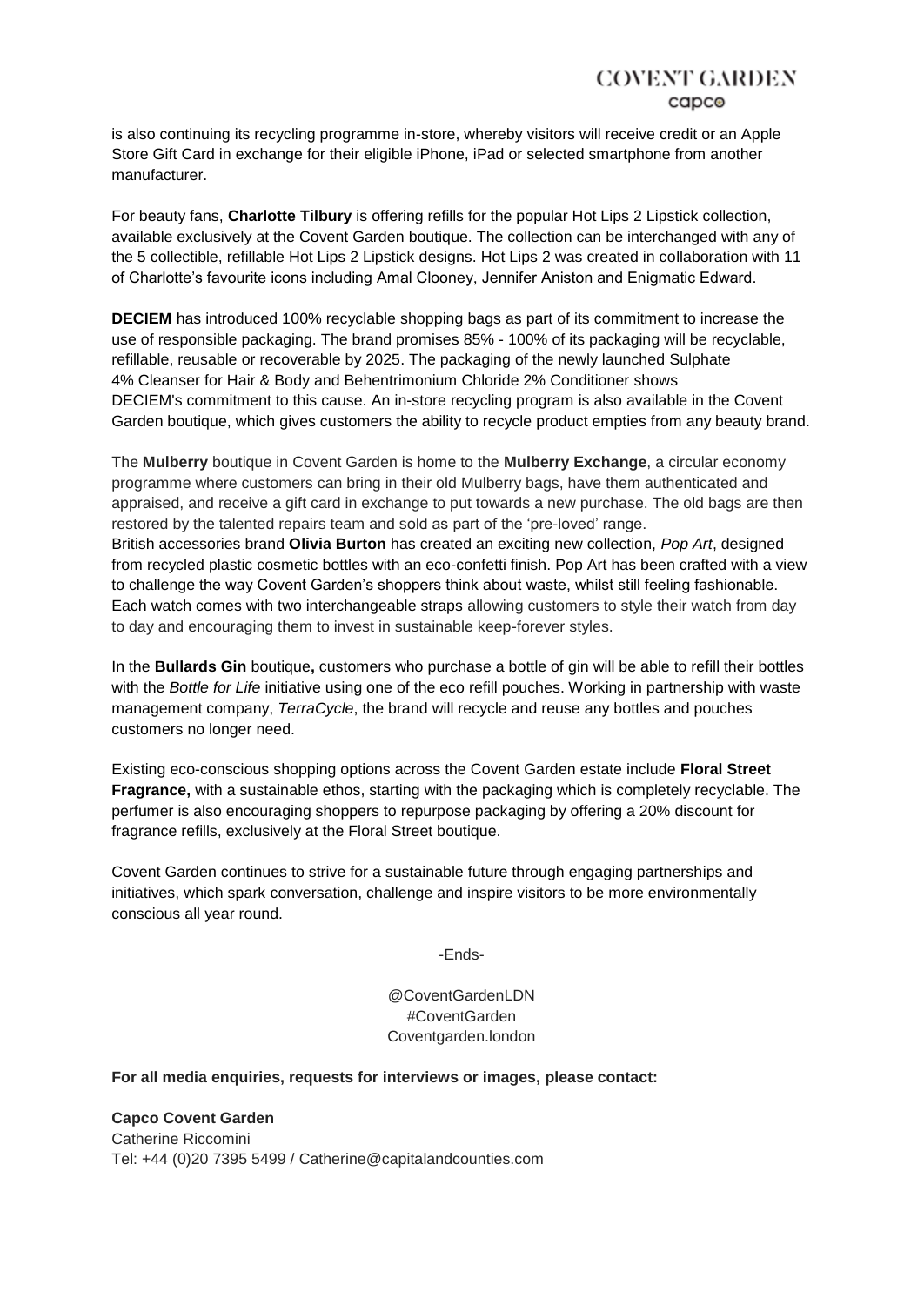is also continuing its recycling programme in-store, whereby visitors will receive credit or an Apple Store Gift Card in exchange for their eligible iPhone, iPad or selected smartphone from another manufacturer.

For beauty fans, **Charlotte Tilbury** is offering refills for the popular Hot Lips 2 Lipstick collection, available exclusively at the Covent Garden boutique. The collection can be interchanged with any of the 5 collectible, refillable Hot Lips 2 Lipstick designs. Hot Lips 2 was created in collaboration with 11 of Charlotte's favourite icons including Amal Clooney, Jennifer Aniston and Enigmatic Edward.

**DECIEM** has introduced 100% recyclable shopping bags as part of its commitment to increase the use of responsible packaging. The brand promises 85% - 100% of its packaging will be recyclable, refillable, reusable or recoverable by 2025. The packaging of the newly launched Sulphate 4% Cleanser for Hair & Body and Behentrimonium Chloride 2% Conditioner shows DECIEM's commitment to this cause. An in-store recycling program is also available in the Covent Garden boutique, which gives customers the ability to recycle product empties from any beauty brand.

The **Mulberry** boutique in Covent Garden is home to the **Mulberry Exchange**, a circular economy programme where customers can bring in their old Mulberry bags, have them authenticated and appraised, and receive a gift card in exchange to put towards a new purchase. The old bags are then restored by the talented repairs team and sold as part of the 'pre-loved' range.
British accessories brand **Olivia Burton** has created an exciting new collection, *Pop Art*, designed from recycled plastic cosmetic bottles with an eco-confetti finish. Pop Art has been crafted with a view to challenge the way Covent Garden's shoppers think about waste, whilst still feeling fashionable. Each watch comes with two interchangeable straps allowing customers to style their watch from day to day and encouraging them to invest in sustainable keep-forever styles.

In the **Bullards Gin** boutique**,** customers who purchase a bottle of gin will be able to refill their bottles with the *Bottle for Life* initiative using one of the eco refill pouches. Working in partnership with waste management company, *TerraCycle*, the brand will recycle and reuse any bottles and pouches customers no longer need.

Existing eco-conscious shopping options across the Covent Garden estate include **Floral Street Fragrance,** with a sustainable ethos, starting with the packaging which is completely recyclable. The perfumer is also encouraging shoppers to repurpose packaging by offering a 20% discount for fragrance refills, exclusively at the Floral Street boutique.

Covent Garden continues to strive for a sustainable future through engaging partnerships and initiatives, which spark conversation, challenge and inspire visitors to be more environmentally conscious all year round.

-Ends-

@CoventGardenLDN
#CoventGarden
Coventgarden.london

**For all media enquiries, requests for interviews or images, please contact:**

**Capco Covent Garden**
Catherine Riccomini
Tel: +44 (0)20 7395 5499 / Catherine@capitalandcounties.com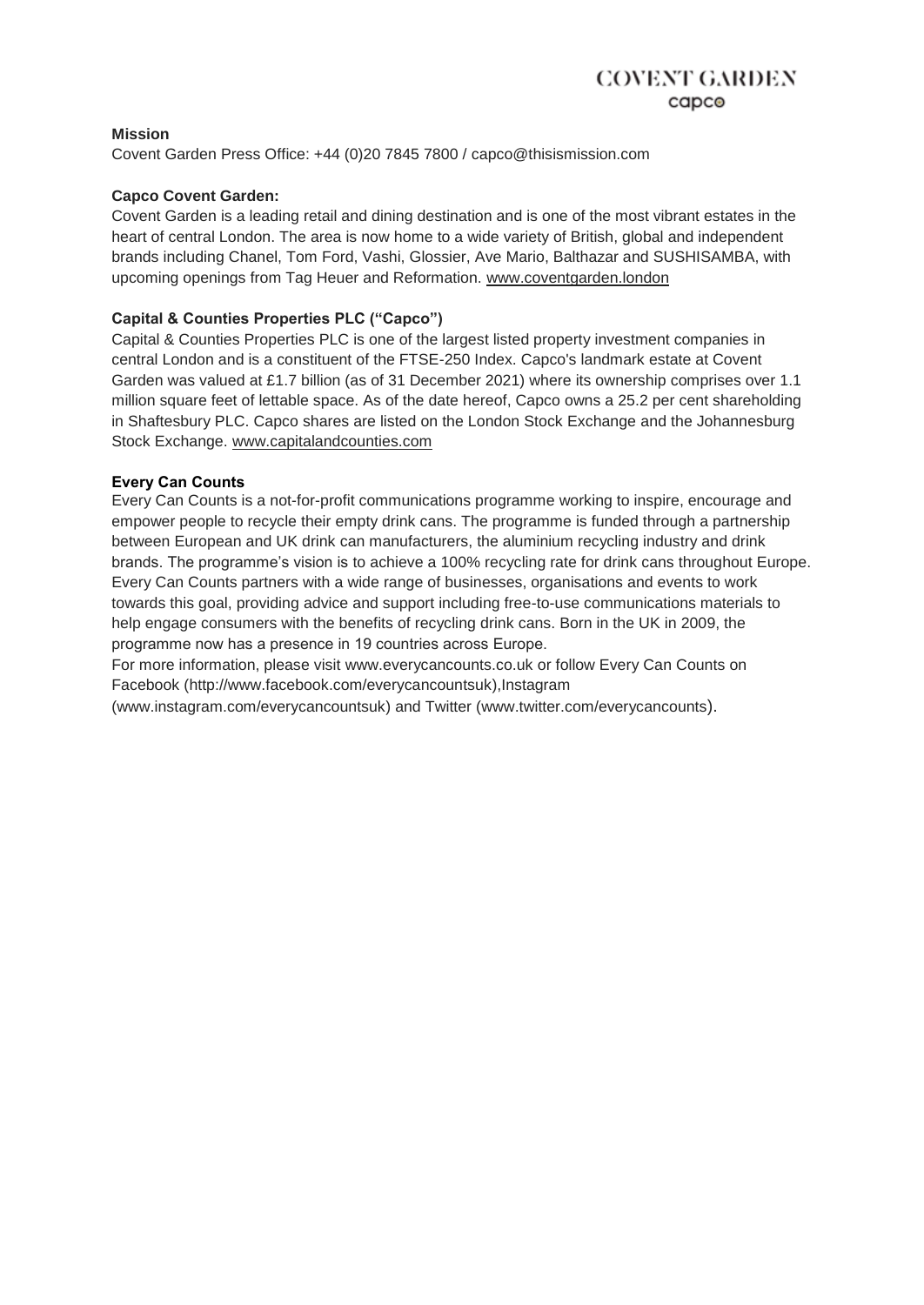**Mission**

Covent Garden Press Office: +44 (0)20 7845 7800 / capco@thisismission.com

**Capco Covent Garden:**

Covent Garden is a leading retail and dining destination and is one of the most vibrant estates in the heart of central London. The area is now home to a wide variety of British, global and independent brands including Chanel, Tom Ford, Vashi, Glossier, Ave Mario, Balthazar and SUSHISAMBA, with upcoming openings from Tag Heuer and Reformation. www.coventgarden.london

**Capital & Counties Properties PLC ("Capco")**

Capital & Counties Properties PLC is one of the largest listed property investment companies in central London and is a constituent of the FTSE-250 Index. Capco's landmark estate at Covent Garden was valued at £1.7 billion (as of 31 December 2021) where its ownership comprises over 1.1 million square feet of lettable space. As of the date hereof, Capco owns a 25.2 per cent shareholding in Shaftesbury PLC. Capco shares are listed on the London Stock Exchange and the Johannesburg Stock Exchange. www.capitalandcounties.com

**Every Can Counts**

Every Can Counts is a not-for-profit communications programme working to inspire, encourage and empower people to recycle their empty drink cans. The programme is funded through a partnership between European and UK drink can manufacturers, the aluminium recycling industry and drink brands. The programme's vision is to achieve a 100% recycling rate for drink cans throughout Europe. Every Can Counts partners with a wide range of businesses, organisations and events to work towards this goal, providing advice and support including free-to-use communications materials to help engage consumers with the benefits of recycling drink cans. Born in the UK in 2009, the programme now has a presence in 19 countries across Europe.

For more information, please visit www.everycancounts.co.uk or follow Every Can Counts on Facebook (http://www.facebook.com/everycancountsuk),Instagram (www.instagram.com/everycancountsuk) and Twitter (www.twitter.com/everycancounts).